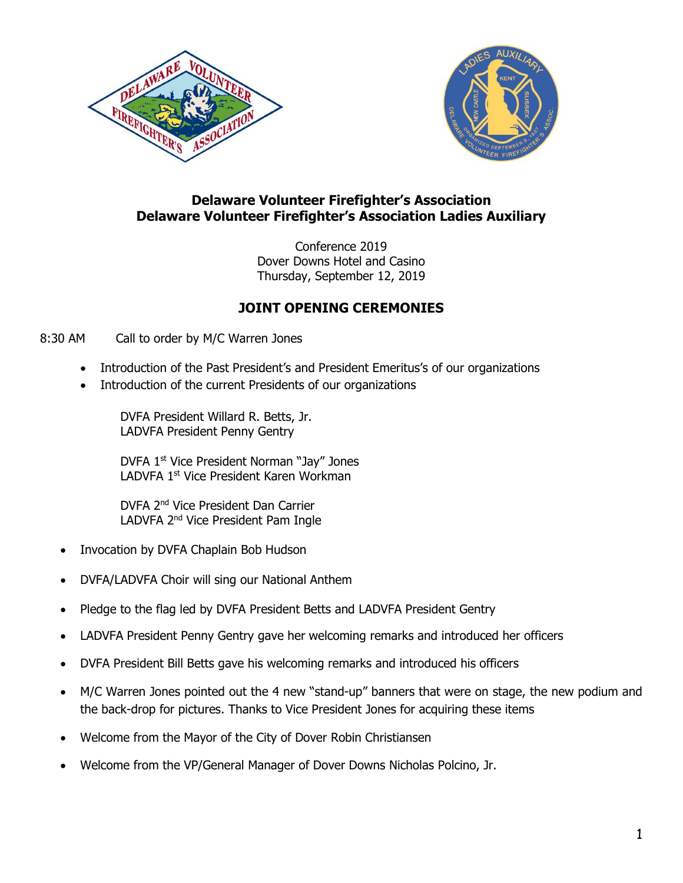# Delaware Volunteer Firefighter's Association
# Delaware Volunteer Firefighter's Association Ladies Auxiliary

Conference 2019
Dover Downs Hotel and Casino
Thursday, September 12, 2019

## JOINT OPENING CEREMONIES

8:30 AM Call to order by M/C Warren Jones

- Introduction of the Past President's and President Emeritus's of our organizations
- Introduction of the current Presidents of our organizations

  DVFA President Willard R. Betts, Jr.
  LADVFA President Penny Gentry

  DVFA 1st Vice President Norman "Jay" Jones
  LADVFA 1st Vice President Karen Workman

  DVFA 2nd Vice President Dan Carrier
  LADVFA 2nd Vice President Pam Ingle

- Invocation by DVFA Chaplain Bob Hudson
- DVFA/LADVFA Choir will sing our National Anthem
- Pledge to the flag led by DVFA President Betts and LADVFA President Gentry
- LADVFA President Penny Gentry gave her welcoming remarks and introduced her officers
- DVFA President Bill Betts gave his welcoming remarks and introduced his officers
- M/C Warren Jones pointed out the 4 new "stand-up" banners that were on stage, the new podium and the back-drop for pictures. Thanks to Vice President Jones for acquiring these items
- Welcome from the Mayor of the City of Dover Robin Christiansen
- Welcome from the VP/General Manager of Dover Downs Nicholas Polcino, Jr.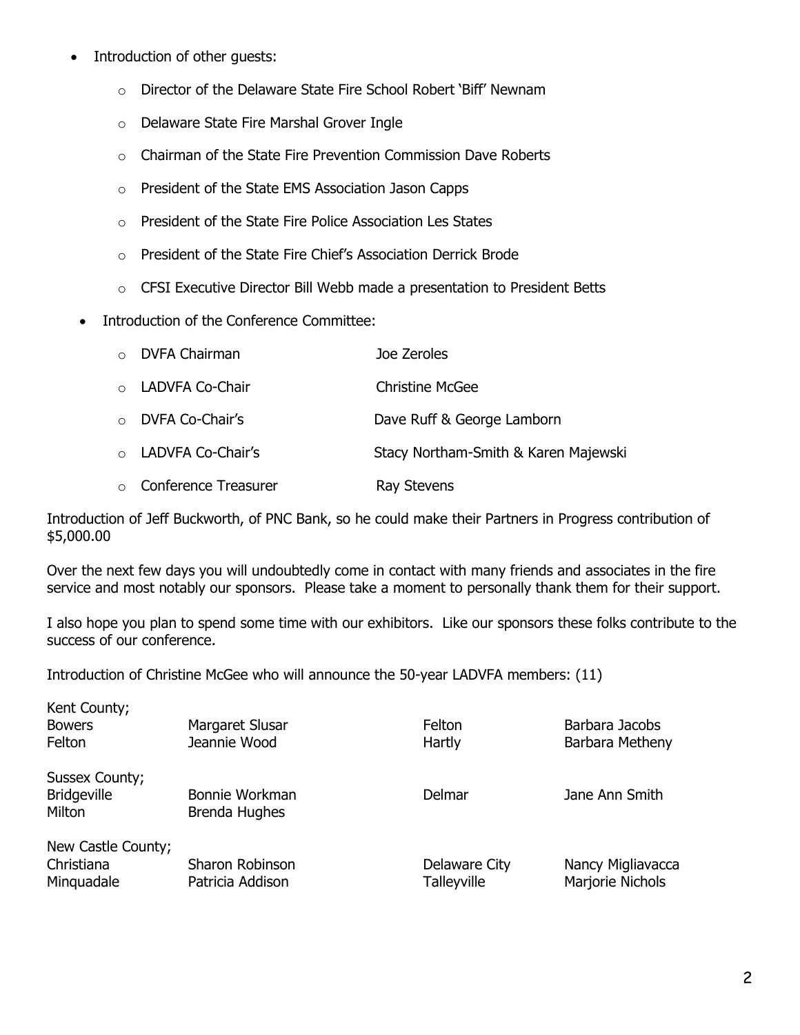- Introduction of other guests:
  - Director of the Delaware State Fire School Robert 'Biff' Newnam
  - Delaware State Fire Marshal Grover Ingle
  - Chairman of the State Fire Prevention Commission Dave Roberts
  - President of the State EMS Association Jason Capps
  - President of the State Fire Police Association Les States
  - President of the State Fire Chief's Association Derrick Brode
  - CFSI Executive Director Bill Webb made a presentation to President Betts

- Introduction of the Conference Committee:
  - DVFA Chairman — Joe Zeroles
  - LADVFA Co-Chair — Christine McGee
  - DVFA Co-Chair's — Dave Ruff & George Lamborn
  - LADVFA Co-Chair's — Stacy Northam-Smith & Karen Majewski
  - Conference Treasurer — Ray Stevens

Introduction of Jeff Buckworth, of PNC Bank, so he could make their Partners in Progress contribution of $5,000.00

Over the next few days you will undoubtedly come in contact with many friends and associates in the fire service and most notably our sponsors. Please take a moment to personally thank them for their support.

I also hope you plan to spend some time with our exhibitors. Like our sponsors these folks contribute to the success of our conference.

Introduction of Christine McGee who will announce the 50-year LADVFA members: (11)

Kent County;

| | | | |
|---|---|---|---|
| Bowers | Margaret Slusar | Felton | Barbara Jacobs |
| Felton | Jeannie Wood | Hartly | Barbara Metheny |

Sussex County;

| | | | |
|---|---|---|---|
| Bridgeville | Bonnie Workman | Delmar | Jane Ann Smith |
| Milton | Brenda Hughes | | |

New Castle County;

| | | | |
|---|---|---|---|
| Christiana | Sharon Robinson | Delaware City | Nancy Migliavacca |
| Minquadale | Patricia Addison | Talleyville | Marjorie Nichols |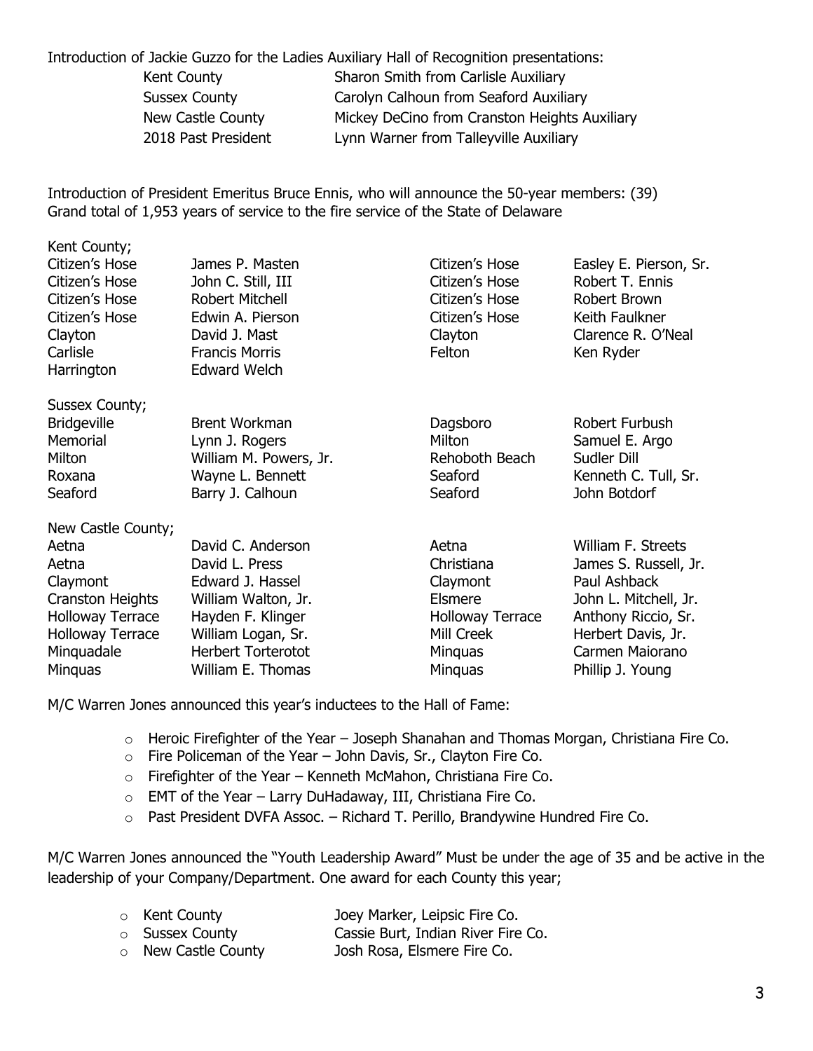Introduction of Jackie Guzzo for the Ladies Auxiliary Hall of Recognition presentations:

| | |
|---|---|
| Kent County | Sharon Smith from Carlisle Auxiliary |
| Sussex County | Carolyn Calhoun from Seaford Auxiliary |
| New Castle County | Mickey DeCino from Cranston Heights Auxiliary |
| 2018 Past President | Lynn Warner from Talleyville Auxiliary |

Introduction of President Emeritus Bruce Ennis, who will announce the 50-year members: (39)
Grand total of 1,953 years of service to the fire service of the State of Delaware

Kent County;

| | | | |
|---|---|---|---|
| Citizen's Hose | James P. Masten | Citizen's Hose | Easley E. Pierson, Sr. |
| Citizen's Hose | John C. Still, III | Citizen's Hose | Robert T. Ennis |
| Citizen's Hose | Robert Mitchell | Citizen's Hose | Robert Brown |
| Citizen's Hose | Edwin A. Pierson | Citizen's Hose | Keith Faulkner |
| Clayton | David J. Mast | Clayton | Clarence R. O'Neal |
| Carlisle | Francis Morris | Felton | Ken Ryder |
| Harrington | Edward Welch | | |

Sussex County;

| | | | |
|---|---|---|---|
| Bridgeville | Brent Workman | Dagsboro | Robert Furbush |
| Memorial | Lynn J. Rogers | Milton | Samuel E. Argo |
| Milton | William M. Powers, Jr. | Rehoboth Beach | Sudler Dill |
| Roxana | Wayne L. Bennett | Seaford | Kenneth C. Tull, Sr. |
| Seaford | Barry J. Calhoun | Seaford | John Botdorf |

New Castle County;

| | | | |
|---|---|---|---|
| Aetna | David C. Anderson | Aetna | William F. Streets |
| Aetna | David L. Press | Christiana | James S. Russell, Jr. |
| Claymont | Edward J. Hassel | Claymont | Paul Ashback |
| Cranston Heights | William Walton, Jr. | Elsmere | John L. Mitchell, Jr. |
| Holloway Terrace | Hayden F. Klinger | Holloway Terrace | Anthony Riccio, Sr. |
| Holloway Terrace | William Logan, Sr. | Mill Creek | Herbert Davis, Jr. |
| Minquadale | Herbert Torterotot | Minquas | Carmen Maiorano |
| Minquas | William E. Thomas | Minquas | Phillip J. Young |

M/C Warren Jones announced this year's inductees to the Hall of Fame:

- Heroic Firefighter of the Year – Joseph Shanahan and Thomas Morgan, Christiana Fire Co.
- Fire Policeman of the Year – John Davis, Sr., Clayton Fire Co.
- Firefighter of the Year – Kenneth McMahon, Christiana Fire Co.
- EMT of the Year – Larry DuHadaway, III, Christiana Fire Co.
- Past President DVFA Assoc. – Richard T. Perillo, Brandywine Hundred Fire Co.

M/C Warren Jones announced the "Youth Leadership Award" Must be under the age of 35 and be active in the leadership of your Company/Department. One award for each County this year;

- Kent County — Joey Marker, Leipsic Fire Co.
- Sussex County — Cassie Burt, Indian River Fire Co.
- New Castle County — Josh Rosa, Elsmere Fire Co.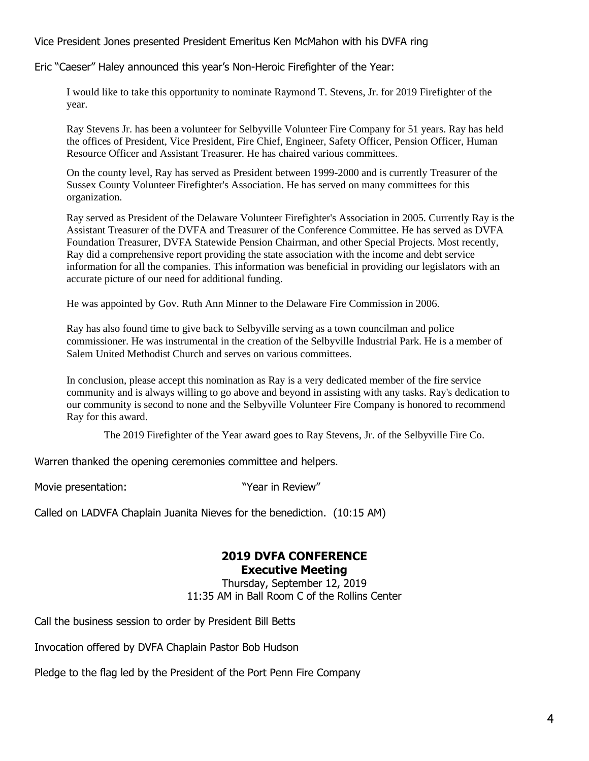Vice President Jones presented President Emeritus Ken McMahon with his DVFA ring

Eric "Caeser" Haley announced this year's Non-Heroic Firefighter of the Year:

> I would like to take this opportunity to nominate Raymond T. Stevens, Jr. for 2019 Firefighter of the year.
>
> Ray Stevens Jr. has been a volunteer for Selbyville Volunteer Fire Company for 51 years. Ray has held the offices of President, Vice President, Fire Chief, Engineer, Safety Officer, Pension Officer, Human Resource Officer and Assistant Treasurer. He has chaired various committees.
>
> On the county level, Ray has served as President between 1999-2000 and is currently Treasurer of the Sussex County Volunteer Firefighter's Association. He has served on many committees for this organization.
>
> Ray served as President of the Delaware Volunteer Firefighter's Association in 2005. Currently Ray is the Assistant Treasurer of the DVFA and Treasurer of the Conference Committee. He has served as DVFA Foundation Treasurer, DVFA Statewide Pension Chairman, and other Special Projects. Most recently, Ray did a comprehensive report providing the state association with the income and debt service information for all the companies. This information was beneficial in providing our legislators with an accurate picture of our need for additional funding.
>
> He was appointed by Gov. Ruth Ann Minner to the Delaware Fire Commission in 2006.
>
> Ray has also found time to give back to Selbyville serving as a town councilman and police commissioner. He was instrumental in the creation of the Selbyville Industrial Park. He is a member of Salem United Methodist Church and serves on various committees.
>
> In conclusion, please accept this nomination as Ray is a very dedicated member of the fire service community and is always willing to go above and beyond in assisting with any tasks. Ray's dedication to our community is second to none and the Selbyville Volunteer Fire Company is honored to recommend Ray for this award.
>
> The 2019 Firefighter of the Year award goes to Ray Stevens, Jr. of the Selbyville Fire Co.

Warren thanked the opening ceremonies committee and helpers.

Movie presentation: "Year in Review"

Called on LADVFA Chaplain Juanita Nieves for the benediction. (10:15 AM)

## 2019 DVFA CONFERENCE
## Executive Meeting

Thursday, September 12, 2019
11:35 AM in Ball Room C of the Rollins Center

Call the business session to order by President Bill Betts

Invocation offered by DVFA Chaplain Pastor Bob Hudson

Pledge to the flag led by the President of the Port Penn Fire Company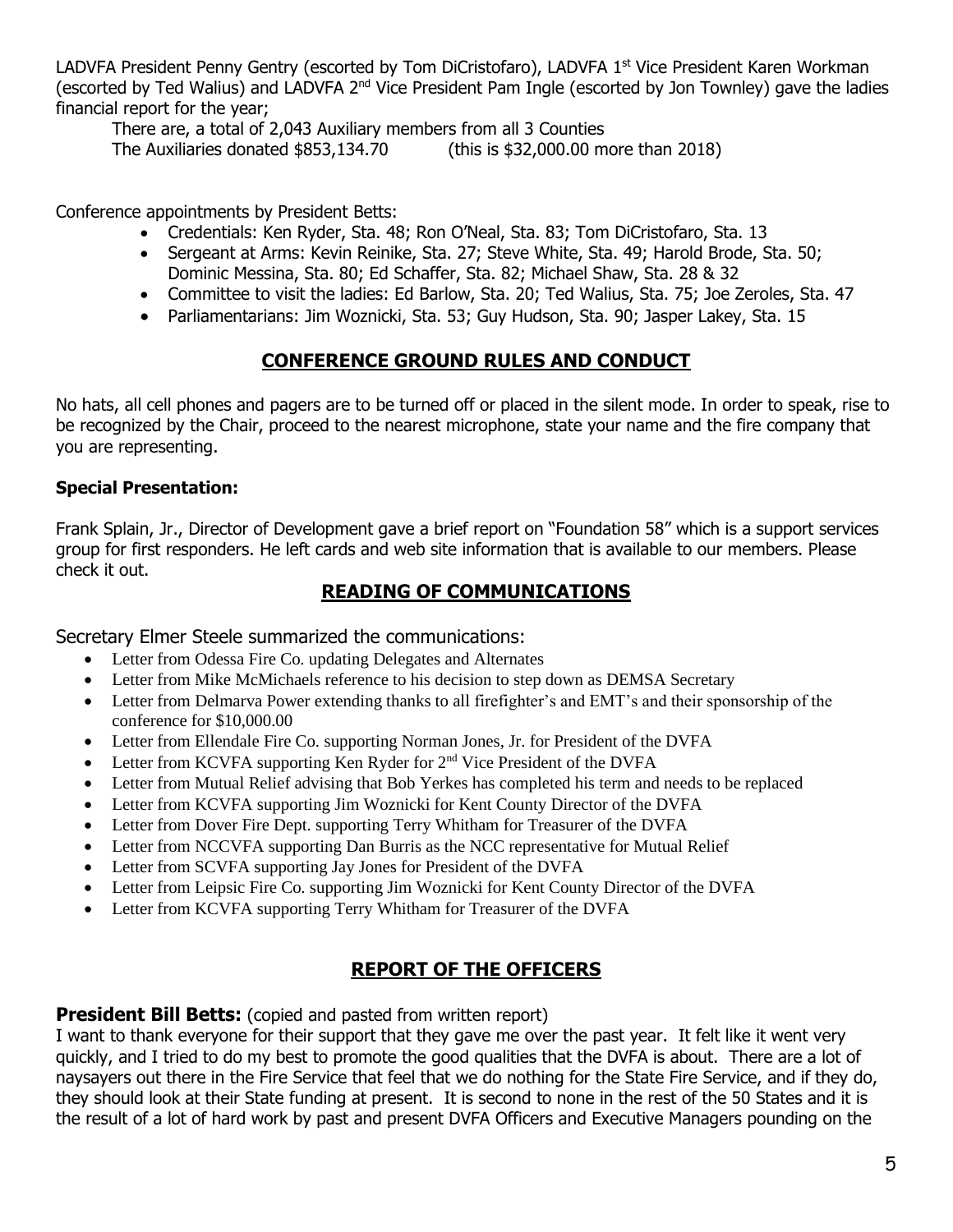LADVFA President Penny Gentry (escorted by Tom DiCristofaro), LADVFA 1st Vice President Karen Workman (escorted by Ted Walius) and LADVFA 2nd Vice President Pam Ingle (escorted by Jon Townley) gave the ladies financial report for the year;

There are, a total of 2,043 Auxiliary members from all 3 Counties
The Auxiliaries donated $853,134.70 (this is $32,000.00 more than 2018)

Conference appointments by President Betts:

- Credentials: Ken Ryder, Sta. 48; Ron O'Neal, Sta. 83; Tom DiCristofaro, Sta. 13
- Sergeant at Arms: Kevin Reinike, Sta. 27; Steve White, Sta. 49; Harold Brode, Sta. 50; Dominic Messina, Sta. 80; Ed Schaffer, Sta. 82; Michael Shaw, Sta. 28 & 32
- Committee to visit the ladies: Ed Barlow, Sta. 20; Ted Walius, Sta. 75; Joe Zeroles, Sta. 47
- Parliamentarians: Jim Woznicki, Sta. 53; Guy Hudson, Sta. 90; Jasper Lakey, Sta. 15

## CONFERENCE GROUND RULES AND CONDUCT

No hats, all cell phones and pagers are to be turned off or placed in the silent mode. In order to speak, rise to be recognized by the Chair, proceed to the nearest microphone, state your name and the fire company that you are representing.

**Special Presentation:**

Frank Splain, Jr., Director of Development gave a brief report on "Foundation 58" which is a support services group for first responders. He left cards and web site information that is available to our members. Please check it out.

## READING OF COMMUNICATIONS

Secretary Elmer Steele summarized the communications:

- Letter from Odessa Fire Co. updating Delegates and Alternates
- Letter from Mike McMichaels reference to his decision to step down as DEMSA Secretary
- Letter from Delmarva Power extending thanks to all firefighter's and EMT's and their sponsorship of the conference for $10,000.00
- Letter from Ellendale Fire Co. supporting Norman Jones, Jr. for President of the DVFA
- Letter from KCVFA supporting Ken Ryder for 2nd Vice President of the DVFA
- Letter from Mutual Relief advising that Bob Yerkes has completed his term and needs to be replaced
- Letter from KCVFA supporting Jim Woznicki for Kent County Director of the DVFA
- Letter from Dover Fire Dept. supporting Terry Whitham for Treasurer of the DVFA
- Letter from NCCVFA supporting Dan Burris as the NCC representative for Mutual Relief
- Letter from SCVFA supporting Jay Jones for President of the DVFA
- Letter from Leipsic Fire Co. supporting Jim Woznicki for Kent County Director of the DVFA
- Letter from KCVFA supporting Terry Whitham for Treasurer of the DVFA

## REPORT OF THE OFFICERS

**President Bill Betts:** (copied and pasted from written report)
I want to thank everyone for their support that they gave me over the past year. It felt like it went very quickly, and I tried to do my best to promote the good qualities that the DVFA is about. There are a lot of naysayers out there in the Fire Service that feel that we do nothing for the State Fire Service, and if they do, they should look at their State funding at present. It is second to none in the rest of the 50 States and it is the result of a lot of hard work by past and present DVFA Officers and Executive Managers pounding on the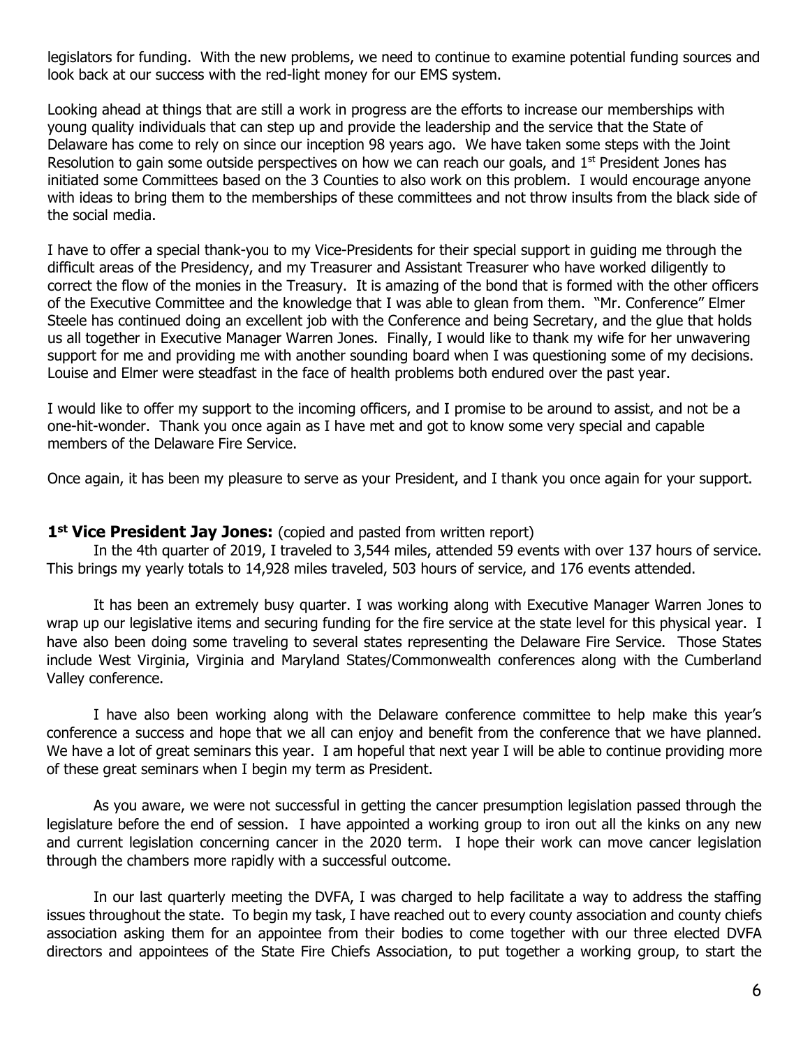legislators for funding. With the new problems, we need to continue to examine potential funding sources and look back at our success with the red-light money for our EMS system.

Looking ahead at things that are still a work in progress are the efforts to increase our memberships with young quality individuals that can step up and provide the leadership and the service that the State of Delaware has come to rely on since our inception 98 years ago. We have taken some steps with the Joint Resolution to gain some outside perspectives on how we can reach our goals, and 1st President Jones has initiated some Committees based on the 3 Counties to also work on this problem. I would encourage anyone with ideas to bring them to the memberships of these committees and not throw insults from the black side of the social media.

I have to offer a special thank-you to my Vice-Presidents for their special support in guiding me through the difficult areas of the Presidency, and my Treasurer and Assistant Treasurer who have worked diligently to correct the flow of the monies in the Treasury. It is amazing of the bond that is formed with the other officers of the Executive Committee and the knowledge that I was able to glean from them. "Mr. Conference" Elmer Steele has continued doing an excellent job with the Conference and being Secretary, and the glue that holds us all together in Executive Manager Warren Jones. Finally, I would like to thank my wife for her unwavering support for me and providing me with another sounding board when I was questioning some of my decisions. Louise and Elmer were steadfast in the face of health problems both endured over the past year.

I would like to offer my support to the incoming officers, and I promise to be around to assist, and not be a one-hit-wonder. Thank you once again as I have met and got to know some very special and capable members of the Delaware Fire Service.

Once again, it has been my pleasure to serve as your President, and I thank you once again for your support.

**1st Vice President Jay Jones:** (copied and pasted from written report)

In the 4th quarter of 2019, I traveled to 3,544 miles, attended 59 events with over 137 hours of service. This brings my yearly totals to 14,928 miles traveled, 503 hours of service, and 176 events attended.

It has been an extremely busy quarter. I was working along with Executive Manager Warren Jones to wrap up our legislative items and securing funding for the fire service at the state level for this physical year. I have also been doing some traveling to several states representing the Delaware Fire Service. Those States include West Virginia, Virginia and Maryland States/Commonwealth conferences along with the Cumberland Valley conference.

I have also been working along with the Delaware conference committee to help make this year's conference a success and hope that we all can enjoy and benefit from the conference that we have planned. We have a lot of great seminars this year. I am hopeful that next year I will be able to continue providing more of these great seminars when I begin my term as President.

As you aware, we were not successful in getting the cancer presumption legislation passed through the legislature before the end of session. I have appointed a working group to iron out all the kinks on any new and current legislation concerning cancer in the 2020 term. I hope their work can move cancer legislation through the chambers more rapidly with a successful outcome.

In our last quarterly meeting the DVFA, I was charged to help facilitate a way to address the staffing issues throughout the state. To begin my task, I have reached out to every county association and county chiefs association asking them for an appointee from their bodies to come together with our three elected DVFA directors and appointees of the State Fire Chiefs Association, to put together a working group, to start the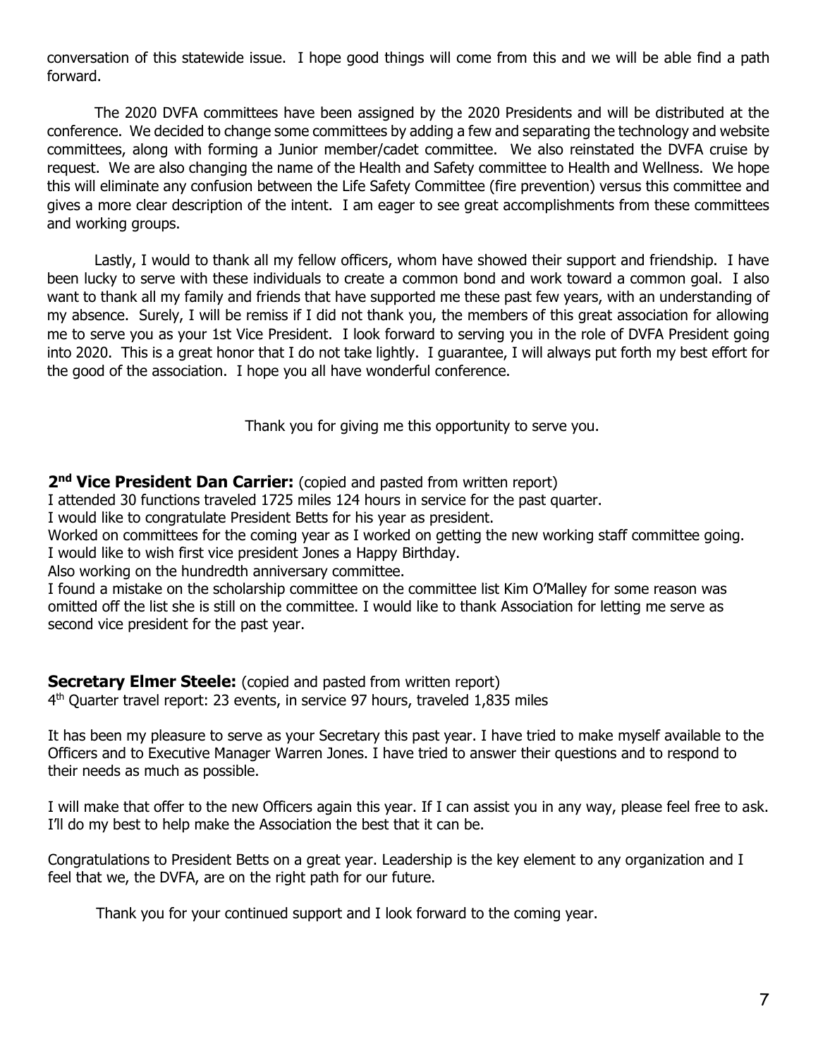conversation of this statewide issue. I hope good things will come from this and we will be able find a path forward.

The 2020 DVFA committees have been assigned by the 2020 Presidents and will be distributed at the conference. We decided to change some committees by adding a few and separating the technology and website committees, along with forming a Junior member/cadet committee. We also reinstated the DVFA cruise by request. We are also changing the name of the Health and Safety committee to Health and Wellness. We hope this will eliminate any confusion between the Life Safety Committee (fire prevention) versus this committee and gives a more clear description of the intent. I am eager to see great accomplishments from these committees and working groups.

Lastly, I would to thank all my fellow officers, whom have showed their support and friendship. I have been lucky to serve with these individuals to create a common bond and work toward a common goal. I also want to thank all my family and friends that have supported me these past few years, with an understanding of my absence. Surely, I will be remiss if I did not thank you, the members of this great association for allowing me to serve you as your 1st Vice President. I look forward to serving you in the role of DVFA President going into 2020. This is a great honor that I do not take lightly. I guarantee, I will always put forth my best effort for the good of the association. I hope you all have wonderful conference.

Thank you for giving me this opportunity to serve you.

**2nd Vice President Dan Carrier:** (copied and pasted from written report)

I attended 30 functions traveled 1725 miles 124 hours in service for the past quarter.

I would like to congratulate President Betts for his year as president.

Worked on committees for the coming year as I worked on getting the new working staff committee going.

I would like to wish first vice president Jones a Happy Birthday.

Also working on the hundredth anniversary committee.

I found a mistake on the scholarship committee on the committee list Kim O'Malley for some reason was omitted off the list she is still on the committee. I would like to thank Association for letting me serve as second vice president for the past year.

**Secretary Elmer Steele:** (copied and pasted from written report)

4th Quarter travel report: 23 events, in service 97 hours, traveled 1,835 miles

It has been my pleasure to serve as your Secretary this past year. I have tried to make myself available to the Officers and to Executive Manager Warren Jones. I have tried to answer their questions and to respond to their needs as much as possible.

I will make that offer to the new Officers again this year. If I can assist you in any way, please feel free to ask. I'll do my best to help make the Association the best that it can be.

Congratulations to President Betts on a great year. Leadership is the key element to any organization and I feel that we, the DVFA, are on the right path for our future.

Thank you for your continued support and I look forward to the coming year.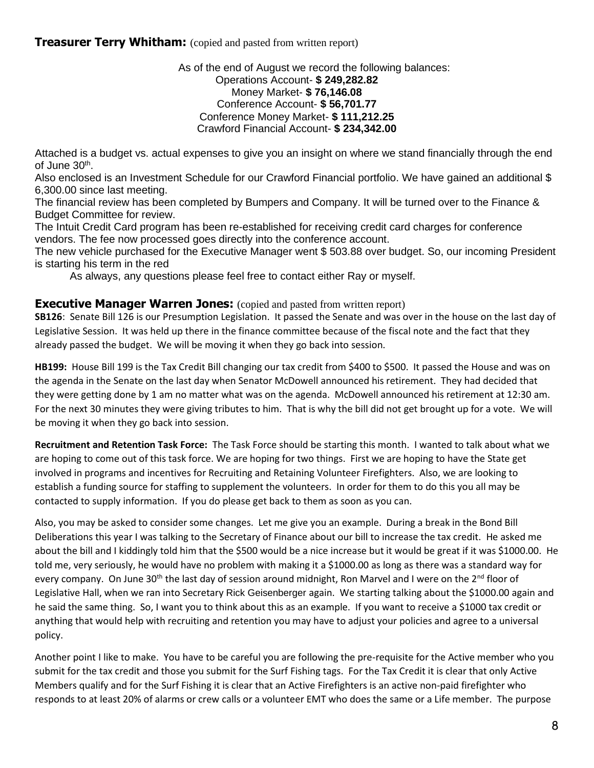**Treasurer Terry Whitham:** (copied and pasted from written report)

As of the end of August we record the following balances:
Operations Account- **$ 249,282.82**
Money Market- **$ 76,146.08**
Conference Account- **$ 56,701.77**
Conference Money Market- **$ 111,212.25**
Crawford Financial Account- **$ 234,342.00**

Attached is a budget vs. actual expenses to give you an insight on where we stand financially through the end of June 30th.

Also enclosed is an Investment Schedule for our Crawford Financial portfolio. We have gained an additional $ 6,300.00 since last meeting.

The financial review has been completed by Bumpers and Company. It will be turned over to the Finance & Budget Committee for review.

The Intuit Credit Card program has been re-established for receiving credit card charges for conference vendors. The fee now processed goes directly into the conference account.

The new vehicle purchased for the Executive Manager went $ 503.88 over budget. So, our incoming President is starting his term in the red

As always, any questions please feel free to contact either Ray or myself.

**Executive Manager Warren Jones:** (copied and pasted from written report)

**SB126**: Senate Bill 126 is our Presumption Legislation. It passed the Senate and was over in the house on the last day of Legislative Session. It was held up there in the finance committee because of the fiscal note and the fact that they already passed the budget. We will be moving it when they go back into session.

**HB199:** House Bill 199 is the Tax Credit Bill changing our tax credit from $400 to $500. It passed the House and was on the agenda in the Senate on the last day when Senator McDowell announced his retirement. They had decided that they were getting done by 1 am no matter what was on the agenda. McDowell announced his retirement at 12:30 am. For the next 30 minutes they were giving tributes to him. That is why the bill did not get brought up for a vote. We will be moving it when they go back into session.

**Recruitment and Retention Task Force:** The Task Force should be starting this month. I wanted to talk about what we are hoping to come out of this task force. We are hoping for two things. First we are hoping to have the State get involved in programs and incentives for Recruiting and Retaining Volunteer Firefighters. Also, we are looking to establish a funding source for staffing to supplement the volunteers. In order for them to do this you all may be contacted to supply information. If you do please get back to them as soon as you can.

Also, you may be asked to consider some changes. Let me give you an example. During a break in the Bond Bill Deliberations this year I was talking to the Secretary of Finance about our bill to increase the tax credit. He asked me about the bill and I kiddingly told him that the $500 would be a nice increase but it would be great if it was $1000.00. He told me, very seriously, he would have no problem with making it a $1000.00 as long as there was a standard way for every company. On June 30th the last day of session around midnight, Ron Marvel and I were on the 2nd floor of Legislative Hall, when we ran into Secretary Rick Geisenberger again. We starting talking about the $1000.00 again and he said the same thing. So, I want you to think about this as an example. If you want to receive a $1000 tax credit or anything that would help with recruiting and retention you may have to adjust your policies and agree to a universal policy.

Another point I like to make. You have to be careful you are following the pre-requisite for the Active member who you submit for the tax credit and those you submit for the Surf Fishing tags. For the Tax Credit it is clear that only Active Members qualify and for the Surf Fishing it is clear that an Active Firefighters is an active non-paid firefighter who responds to at least 20% of alarms or crew calls or a volunteer EMT who does the same or a Life member. The purpose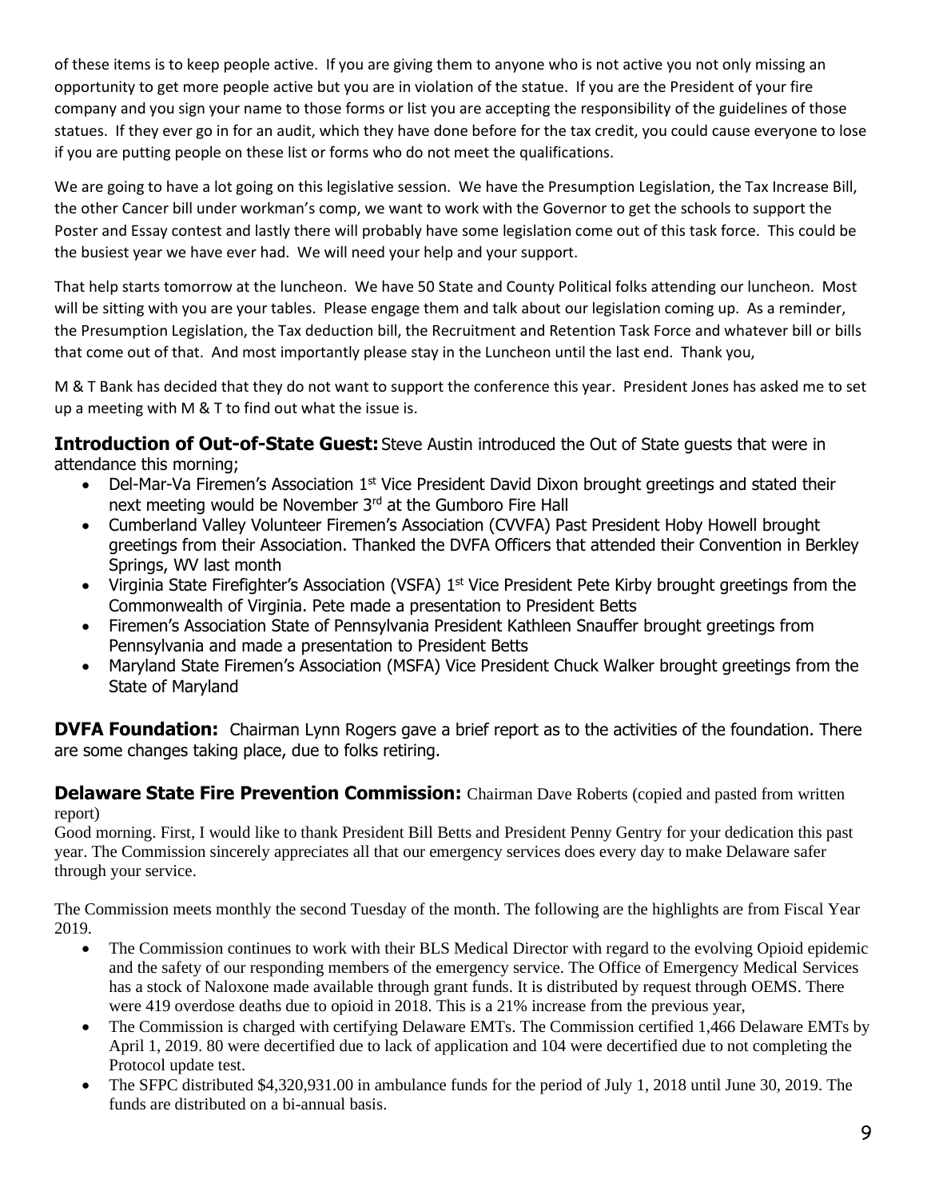of these items is to keep people active. If you are giving them to anyone who is not active you not only missing an opportunity to get more people active but you are in violation of the statue. If you are the President of your fire company and you sign your name to those forms or list you are accepting the responsibility of the guidelines of those statues. If they ever go in for an audit, which they have done before for the tax credit, you could cause everyone to lose if you are putting people on these list or forms who do not meet the qualifications.

We are going to have a lot going on this legislative session. We have the Presumption Legislation, the Tax Increase Bill, the other Cancer bill under workman's comp, we want to work with the Governor to get the schools to support the Poster and Essay contest and lastly there will probably have some legislation come out of this task force. This could be the busiest year we have ever had. We will need your help and your support.

That help starts tomorrow at the luncheon. We have 50 State and County Political folks attending our luncheon. Most will be sitting with you are your tables. Please engage them and talk about our legislation coming up. As a reminder, the Presumption Legislation, the Tax deduction bill, the Recruitment and Retention Task Force and whatever bill or bills that come out of that. And most importantly please stay in the Luncheon until the last end. Thank you,

M & T Bank has decided that they do not want to support the conference this year. President Jones has asked me to set up a meeting with M & T to find out what the issue is.

**Introduction of Out-of-State Guest:** Steve Austin introduced the Out of State guests that were in attendance this morning;

- Del-Mar-Va Firemen's Association 1st Vice President David Dixon brought greetings and stated their next meeting would be November 3rd at the Gumboro Fire Hall
- Cumberland Valley Volunteer Firemen's Association (CVVFA) Past President Hoby Howell brought greetings from their Association. Thanked the DVFA Officers that attended their Convention in Berkley Springs, WV last month
- Virginia State Firefighter's Association (VSFA) 1st Vice President Pete Kirby brought greetings from the Commonwealth of Virginia. Pete made a presentation to President Betts
- Firemen's Association State of Pennsylvania President Kathleen Snauffer brought greetings from Pennsylvania and made a presentation to President Betts
- Maryland State Firemen's Association (MSFA) Vice President Chuck Walker brought greetings from the State of Maryland

**DVFA Foundation:** Chairman Lynn Rogers gave a brief report as to the activities of the foundation. There are some changes taking place, due to folks retiring.

**Delaware State Fire Prevention Commission:** Chairman Dave Roberts (copied and pasted from written report)

Good morning. First, I would like to thank President Bill Betts and President Penny Gentry for your dedication this past year. The Commission sincerely appreciates all that our emergency services does every day to make Delaware safer through your service.

The Commission meets monthly the second Tuesday of the month. The following are the highlights are from Fiscal Year 2019.

- The Commission continues to work with their BLS Medical Director with regard to the evolving Opioid epidemic and the safety of our responding members of the emergency service. The Office of Emergency Medical Services has a stock of Naloxone made available through grant funds. It is distributed by request through OEMS. There were 419 overdose deaths due to opioid in 2018. This is a 21% increase from the previous year,
- The Commission is charged with certifying Delaware EMTs. The Commission certified 1,466 Delaware EMTs by April 1, 2019. 80 were decertified due to lack of application and 104 were decertified due to not completing the Protocol update test.
- The SFPC distributed $4,320,931.00 in ambulance funds for the period of July 1, 2018 until June 30, 2019. The funds are distributed on a bi-annual basis.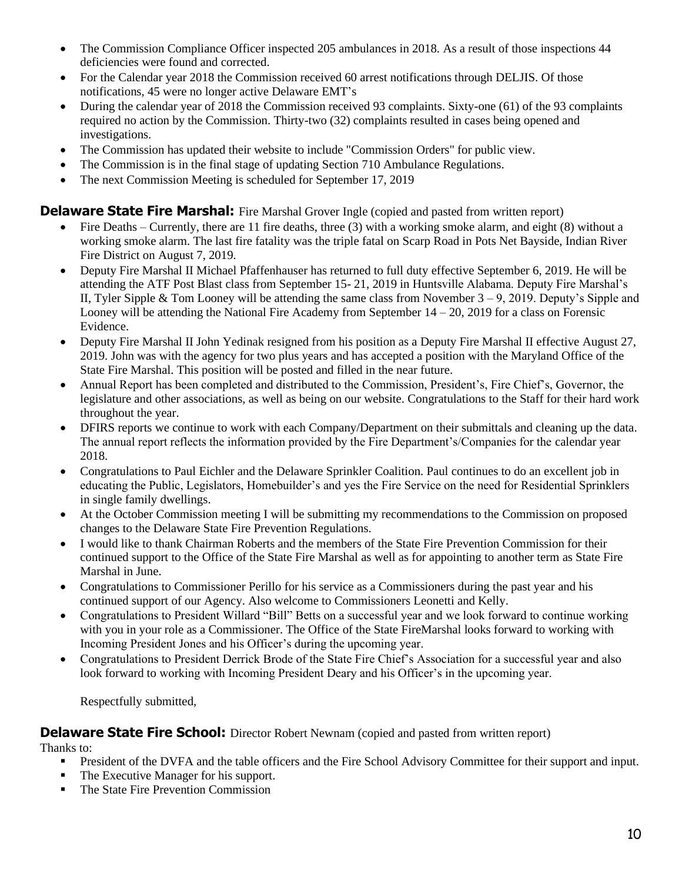- The Commission Compliance Officer inspected 205 ambulances in 2018. As a result of those inspections 44 deficiencies were found and corrected.
- For the Calendar year 2018 the Commission received 60 arrest notifications through DELJIS. Of those notifications, 45 were no longer active Delaware EMT's
- During the calendar year of 2018 the Commission received 93 complaints. Sixty-one (61) of the 93 complaints required no action by the Commission. Thirty-two (32) complaints resulted in cases being opened and investigations.
- The Commission has updated their website to include "Commission Orders" for public view.
- The Commission is in the final stage of updating Section 710 Ambulance Regulations.
- The next Commission Meeting is scheduled for September 17, 2019

**Delaware State Fire Marshal:** Fire Marshal Grover Ingle (copied and pasted from written report)

- Fire Deaths – Currently, there are 11 fire deaths, three (3) with a working smoke alarm, and eight (8) without a working smoke alarm. The last fire fatality was the triple fatal on Scarp Road in Pots Net Bayside, Indian River Fire District on August 7, 2019.
- Deputy Fire Marshal II Michael Pfaffenhauser has returned to full duty effective September 6, 2019. He will be attending the ATF Post Blast class from September 15- 21, 2019 in Huntsville Alabama. Deputy Fire Marshal's II, Tyler Sipple & Tom Looney will be attending the same class from November 3 – 9, 2019. Deputy's Sipple and Looney will be attending the National Fire Academy from September 14 – 20, 2019 for a class on Forensic Evidence.
- Deputy Fire Marshal II John Yedinak resigned from his position as a Deputy Fire Marshal II effective August 27, 2019. John was with the agency for two plus years and has accepted a position with the Maryland Office of the State Fire Marshal. This position will be posted and filled in the near future.
- Annual Report has been completed and distributed to the Commission, President's, Fire Chief's, Governor, the legislature and other associations, as well as being on our website. Congratulations to the Staff for their hard work throughout the year.
- DFIRS reports we continue to work with each Company/Department on their submittals and cleaning up the data. The annual report reflects the information provided by the Fire Department's/Companies for the calendar year 2018.
- Congratulations to Paul Eichler and the Delaware Sprinkler Coalition. Paul continues to do an excellent job in educating the Public, Legislators, Homebuilder's and yes the Fire Service on the need for Residential Sprinklers in single family dwellings.
- At the October Commission meeting I will be submitting my recommendations to the Commission on proposed changes to the Delaware State Fire Prevention Regulations.
- I would like to thank Chairman Roberts and the members of the State Fire Prevention Commission for their continued support to the Office of the State Fire Marshal as well as for appointing to another term as State Fire Marshal in June.
- Congratulations to Commissioner Perillo for his service as a Commissioners during the past year and his continued support of our Agency. Also welcome to Commissioners Leonetti and Kelly.
- Congratulations to President Willard "Bill" Betts on a successful year and we look forward to continue working with you in your role as a Commissioner. The Office of the State FireMarshal looks forward to working with Incoming President Jones and his Officer's during the upcoming year.
- Congratulations to President Derrick Brode of the State Fire Chief's Association for a successful year and also look forward to working with Incoming President Deary and his Officer's in the upcoming year.

Respectfully submitted,

**Delaware State Fire School:** Director Robert Newnam (copied and pasted from written report)

Thanks to:

- President of the DVFA and the table officers and the Fire School Advisory Committee for their support and input.
- The Executive Manager for his support.
- The State Fire Prevention Commission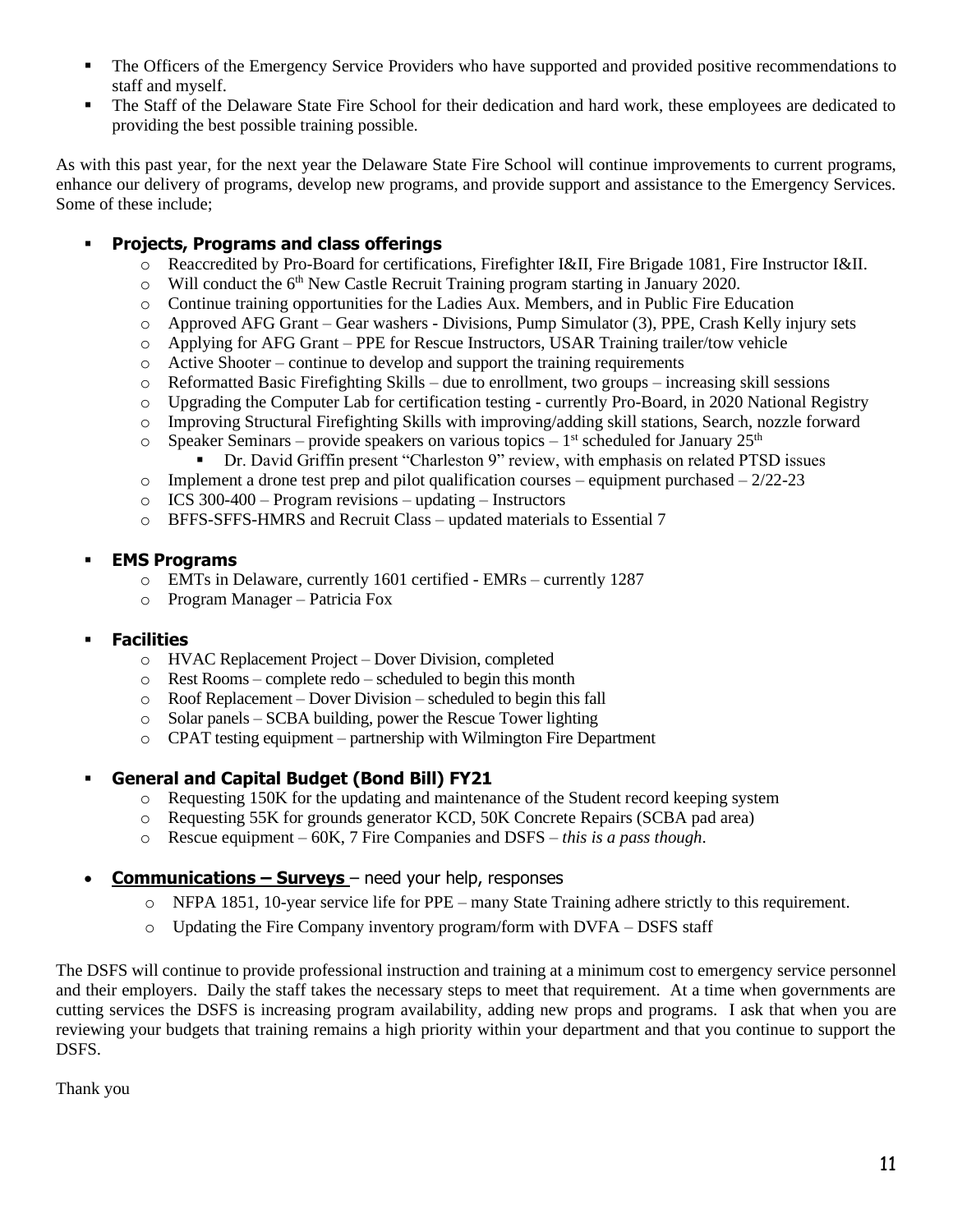- The Officers of the Emergency Service Providers who have supported and provided positive recommendations to staff and myself.
- The Staff of the Delaware State Fire School for their dedication and hard work, these employees are dedicated to providing the best possible training possible.

As with this past year, for the next year the Delaware State Fire School will continue improvements to current programs, enhance our delivery of programs, develop new programs, and provide support and assistance to the Emergency Services. Some of these include;

- **Projects, Programs and class offerings**
  - Reaccredited by Pro-Board for certifications, Firefighter I&II, Fire Brigade 1081, Fire Instructor I&II.
  - Will conduct the 6th New Castle Recruit Training program starting in January 2020.
  - Continue training opportunities for the Ladies Aux. Members, and in Public Fire Education
  - Approved AFG Grant – Gear washers - Divisions, Pump Simulator (3), PPE, Crash Kelly injury sets
  - Applying for AFG Grant – PPE for Rescue Instructors, USAR Training trailer/tow vehicle
  - Active Shooter – continue to develop and support the training requirements
  - Reformatted Basic Firefighting Skills – due to enrollment, two groups – increasing skill sessions
  - Upgrading the Computer Lab for certification testing - currently Pro-Board, in 2020 National Registry
  - Improving Structural Firefighting Skills with improving/adding skill stations, Search, nozzle forward
  - Speaker Seminars – provide speakers on various topics – 1st scheduled for January 25th
    - Dr. David Griffin present "Charleston 9" review, with emphasis on related PTSD issues
  - Implement a drone test prep and pilot qualification courses – equipment purchased – 2/22-23
  - ICS 300-400 – Program revisions – updating – Instructors
  - BFFS-SFFS-HMRS and Recruit Class – updated materials to Essential 7

- **EMS Programs**
  - EMTs in Delaware, currently 1601 certified - EMRs – currently 1287
  - Program Manager – Patricia Fox

- **Facilities**
  - HVAC Replacement Project – Dover Division, completed
  - Rest Rooms – complete redo – scheduled to begin this month
  - Roof Replacement – Dover Division – scheduled to begin this fall
  - Solar panels – SCBA building, power the Rescue Tower lighting
  - CPAT testing equipment – partnership with Wilmington Fire Department

- **General and Capital Budget (Bond Bill) FY21**
  - Requesting 150K for the updating and maintenance of the Student record keeping system
  - Requesting 55K for grounds generator KCD, 50K Concrete Repairs (SCBA pad area)
  - Rescue equipment – 60K, 7 Fire Companies and DSFS – *this is a pass though*.

- **Communications – Surveys** – need your help, responses
  - NFPA 1851, 10-year service life for PPE – many State Training adhere strictly to this requirement.
  - Updating the Fire Company inventory program/form with DVFA – DSFS staff

The DSFS will continue to provide professional instruction and training at a minimum cost to emergency service personnel and their employers. Daily the staff takes the necessary steps to meet that requirement. At a time when governments are cutting services the DSFS is increasing program availability, adding new props and programs. I ask that when you are reviewing your budgets that training remains a high priority within your department and that you continue to support the DSFS.

Thank you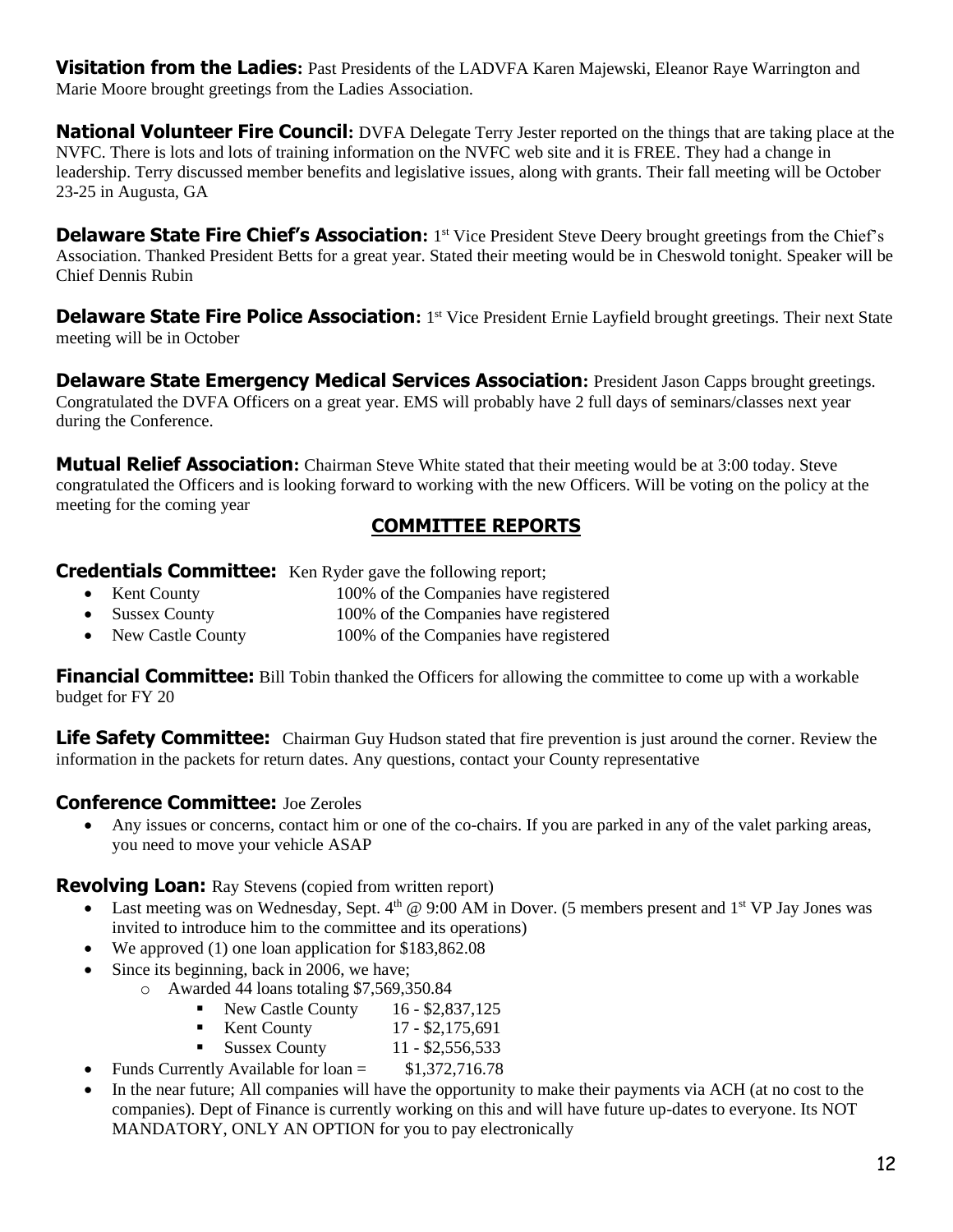**Visitation from the Ladies:** Past Presidents of the LADVFA Karen Majewski, Eleanor Raye Warrington and Marie Moore brought greetings from the Ladies Association.

**National Volunteer Fire Council:** DVFA Delegate Terry Jester reported on the things that are taking place at the NVFC. There is lots and lots of training information on the NVFC web site and it is FREE. They had a change in leadership. Terry discussed member benefits and legislative issues, along with grants. Their fall meeting will be October 23-25 in Augusta, GA

**Delaware State Fire Chief's Association:** 1st Vice President Steve Deery brought greetings from the Chief's Association. Thanked President Betts for a great year. Stated their meeting would be in Cheswold tonight. Speaker will be Chief Dennis Rubin

**Delaware State Fire Police Association:** 1st Vice President Ernie Layfield brought greetings. Their next State meeting will be in October

**Delaware State Emergency Medical Services Association:** President Jason Capps brought greetings. Congratulated the DVFA Officers on a great year. EMS will probably have 2 full days of seminars/classes next year during the Conference.

**Mutual Relief Association:** Chairman Steve White stated that their meeting would be at 3:00 today. Steve congratulated the Officers and is looking forward to working with the new Officers. Will be voting on the policy at the meeting for the coming year

## COMMITTEE REPORTS

**Credentials Committee:** Ken Ryder gave the following report;

- Kent County 100% of the Companies have registered
- Sussex County 100% of the Companies have registered
- New Castle County 100% of the Companies have registered

**Financial Committee:** Bill Tobin thanked the Officers for allowing the committee to come up with a workable budget for FY 20

**Life Safety Committee:** Chairman Guy Hudson stated that fire prevention is just around the corner. Review the information in the packets for return dates. Any questions, contact your County representative

**Conference Committee:** Joe Zeroles

- Any issues or concerns, contact him or one of the co-chairs. If you are parked in any of the valet parking areas, you need to move your vehicle ASAP

**Revolving Loan:** Ray Stevens (copied from written report)

- Last meeting was on Wednesday, Sept. 4th @ 9:00 AM in Dover. (5 members present and 1st VP Jay Jones was invited to introduce him to the committee and its operations)
- We approved (1) one loan application for $183,862.08
- Since its beginning, back in 2006, we have;
  - Awarded 44 loans totaling $7,569,350.84
    - New Castle County 16 - $2,837,125
    - Kent County 17 - $2,175,691
    - Sussex County 11 - $2,556,533
- Funds Currently Available for loan = $1,372,716.78
- In the near future; All companies will have the opportunity to make their payments via ACH (at no cost to the companies). Dept of Finance is currently working on this and will have future up-dates to everyone. Its NOT MANDATORY, ONLY AN OPTION for you to pay electronically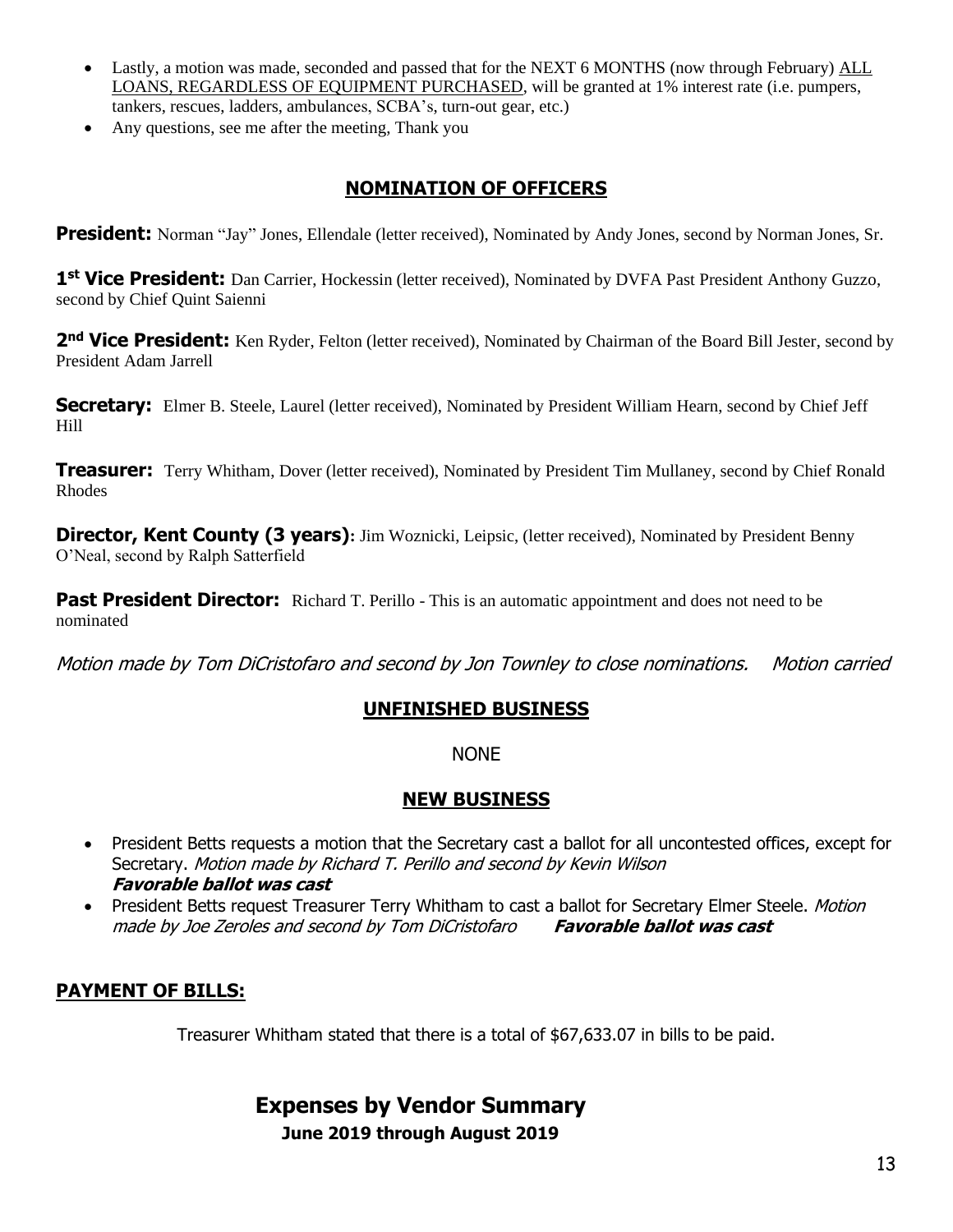- Lastly, a motion was made, seconded and passed that for the NEXT 6 MONTHS (now through February) ALL LOANS, REGARDLESS OF EQUIPMENT PURCHASED, will be granted at 1% interest rate (i.e. pumpers, tankers, rescues, ladders, ambulances, SCBA's, turn-out gear, etc.)
- Any questions, see me after the meeting, Thank you

## NOMINATION OF OFFICERS

**President:** Norman "Jay" Jones, Ellendale (letter received), Nominated by Andy Jones, second by Norman Jones, Sr.

**1st Vice President:** Dan Carrier, Hockessin (letter received), Nominated by DVFA Past President Anthony Guzzo, second by Chief Quint Saienni

**2nd Vice President:** Ken Ryder, Felton (letter received), Nominated by Chairman of the Board Bill Jester, second by President Adam Jarrell

**Secretary:** Elmer B. Steele, Laurel (letter received), Nominated by President William Hearn, second by Chief Jeff Hill

**Treasurer:** Terry Whitham, Dover (letter received), Nominated by President Tim Mullaney, second by Chief Ronald Rhodes

**Director, Kent County (3 years):** Jim Woznicki, Leipsic, (letter received), Nominated by President Benny O'Neal, second by Ralph Satterfield

**Past President Director:** Richard T. Perillo - This is an automatic appointment and does not need to be nominated

*Motion made by Tom DiCristofaro and second by Jon Townley to close nominations. Motion carried*

## UNFINISHED BUSINESS

NONE

## NEW BUSINESS

- President Betts requests a motion that the Secretary cast a ballot for all uncontested offices, except for Secretary. *Motion made by Richard T. Perillo and second by Kevin Wilson*
  ***Favorable ballot was cast***
- President Betts request Treasurer Terry Whitham to cast a ballot for Secretary Elmer Steele. *Motion made by Joe Zeroles and second by Tom DiCristofaro* ***Favorable ballot was cast***

## PAYMENT OF BILLS:

Treasurer Whitham stated that there is a total of $67,633.07 in bills to be paid.

## Expenses by Vendor Summary

**June 2019 through August 2019**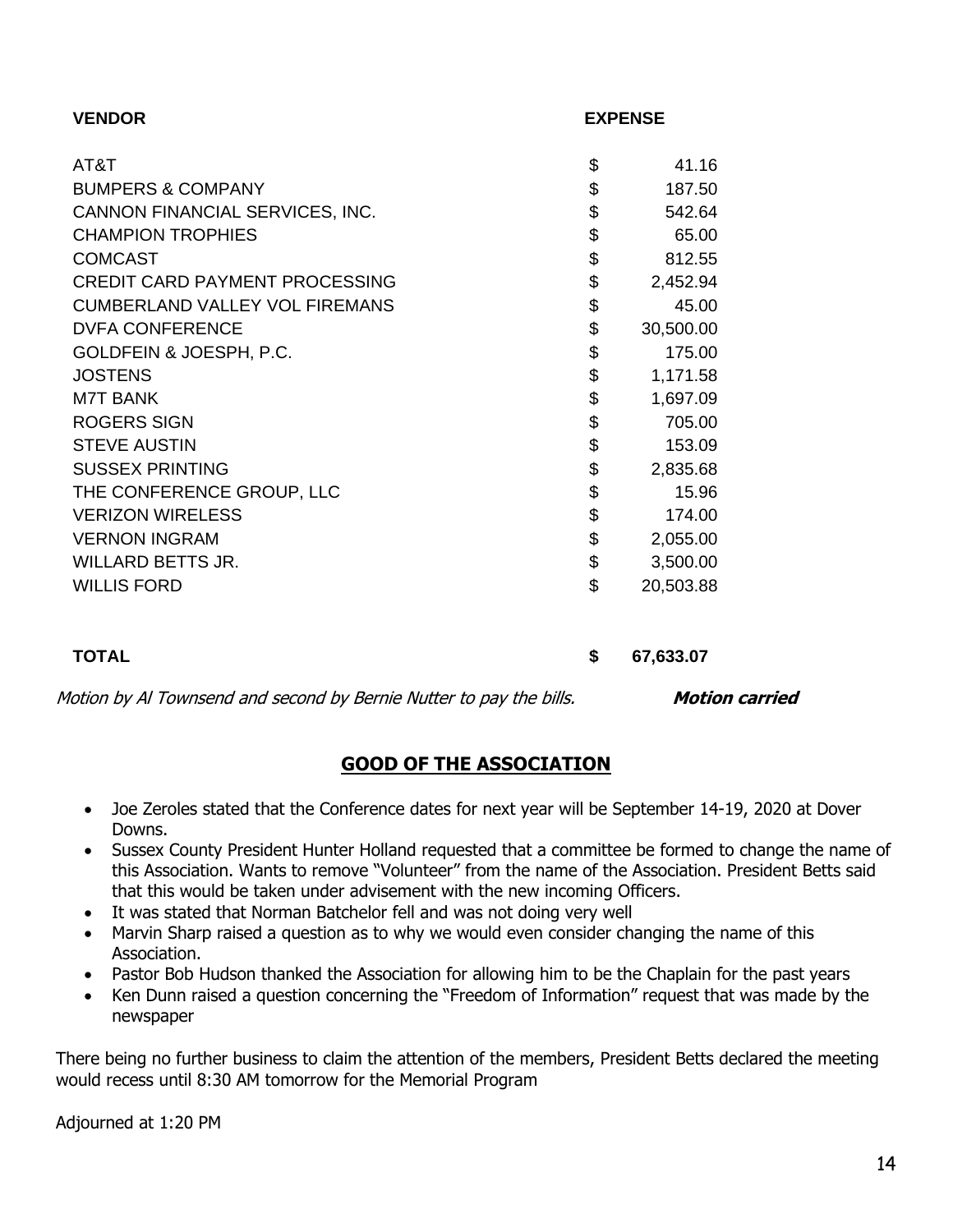| VENDOR | EXPENSE |
|---|---|
| AT&T | $ 41.16 |
| BUMPERS & COMPANY | $ 187.50 |
| CANNON FINANCIAL SERVICES, INC. | $ 542.64 |
| CHAMPION TROPHIES | $ 65.00 |
| COMCAST | $ 812.55 |
| CREDIT CARD PAYMENT PROCESSING | $ 2,452.94 |
| CUMBERLAND VALLEY VOL FIREMANS | $ 45.00 |
| DVFA CONFERENCE | $ 30,500.00 |
| GOLDFEIN & JOESPH, P.C. | $ 175.00 |
| JOSTENS | $ 1,171.58 |
| M7T BANK | $ 1,697.09 |
| ROGERS SIGN | $ 705.00 |
| STEVE AUSTIN | $ 153.09 |
| SUSSEX PRINTING | $ 2,835.68 |
| THE CONFERENCE GROUP, LLC | $ 15.96 |
| VERIZON WIRELESS | $ 174.00 |
| VERNON INGRAM | $ 2,055.00 |
| WILLARD BETTS JR. | $ 3,500.00 |
| WILLIS FORD | $ 20,503.88 |
| **TOTAL** | **$ 67,633.07** |

*Motion by Al Townsend and second by Bernie Nutter to pay the bills.* ***Motion carried***

## GOOD OF THE ASSOCIATION

- Joe Zeroles stated that the Conference dates for next year will be September 14-19, 2020 at Dover Downs.
- Sussex County President Hunter Holland requested that a committee be formed to change the name of this Association. Wants to remove "Volunteer" from the name of the Association. President Betts said that this would be taken under advisement with the new incoming Officers.
- It was stated that Norman Batchelor fell and was not doing very well
- Marvin Sharp raised a question as to why we would even consider changing the name of this Association.
- Pastor Bob Hudson thanked the Association for allowing him to be the Chaplain for the past years
- Ken Dunn raised a question concerning the "Freedom of Information" request that was made by the newspaper

There being no further business to claim the attention of the members, President Betts declared the meeting would recess until 8:30 AM tomorrow for the Memorial Program

Adjourned at 1:20 PM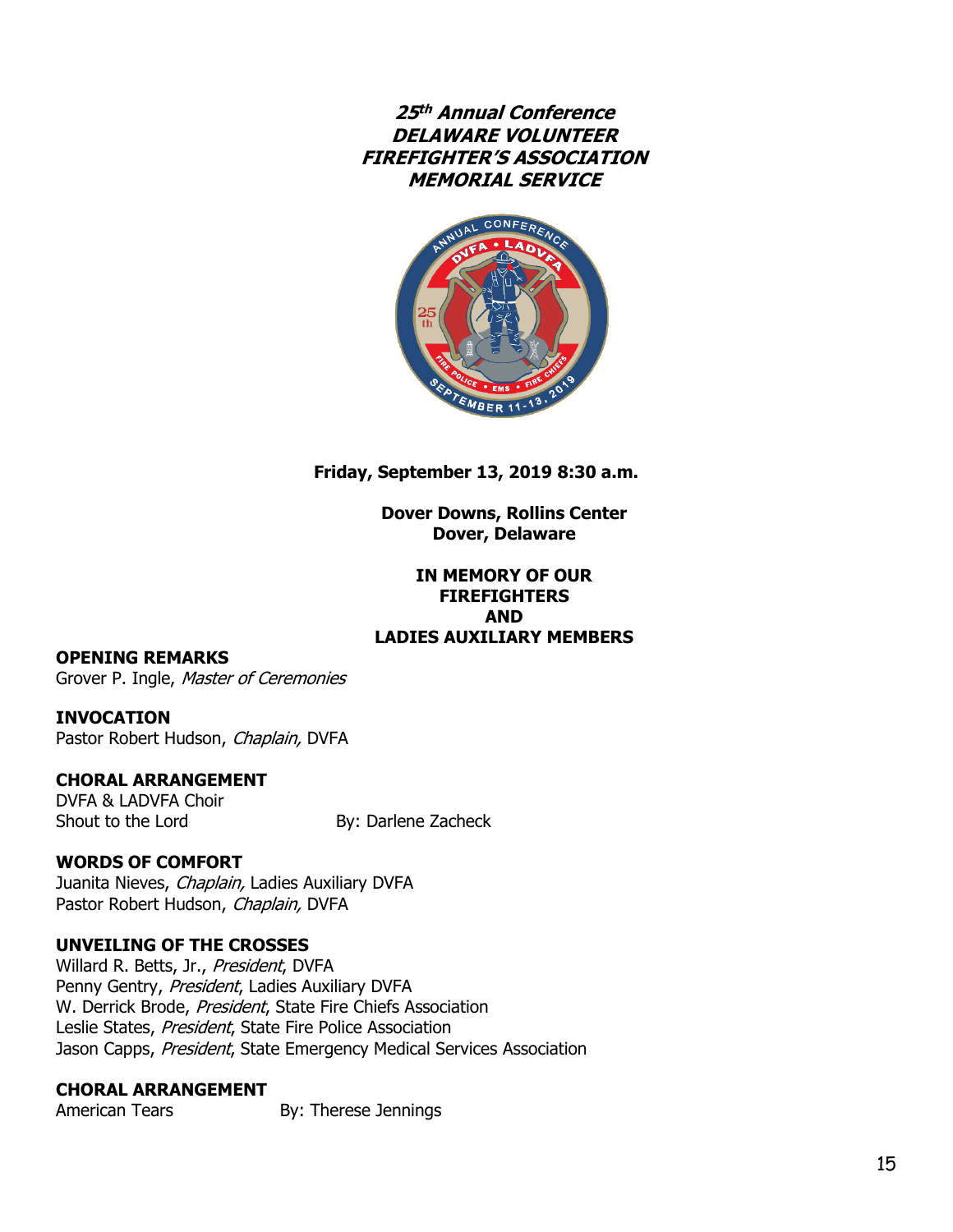***25th Annual Conference***
***DELAWARE VOLUNTEER***
***FIREFIGHTER'S ASSOCIATION***
***MEMORIAL SERVICE***

**Friday, September 13, 2019 8:30 a.m.**

**Dover Downs, Rollins Center**
**Dover, Delaware**

**IN MEMORY OF OUR**
**FIREFIGHTERS**
**AND**
**LADIES AUXILIARY MEMBERS**

**OPENING REMARKS**
Grover P. Ingle, *Master of Ceremonies*

**INVOCATION**
Pastor Robert Hudson, *Chaplain,* DVFA

**CHORAL ARRANGEMENT**
DVFA & LADVFA Choir
Shout to the Lord By: Darlene Zacheck

**WORDS OF COMFORT**
Juanita Nieves, *Chaplain,* Ladies Auxiliary DVFA
Pastor Robert Hudson, *Chaplain,* DVFA

**UNVEILING OF THE CROSSES**
Willard R. Betts, Jr., *President*, DVFA
Penny Gentry, *President*, Ladies Auxiliary DVFA
W. Derrick Brode, *President*, State Fire Chiefs Association
Leslie States, *President*, State Fire Police Association
Jason Capps, *President*, State Emergency Medical Services Association

**CHORAL ARRANGEMENT**
American Tears By: Therese Jennings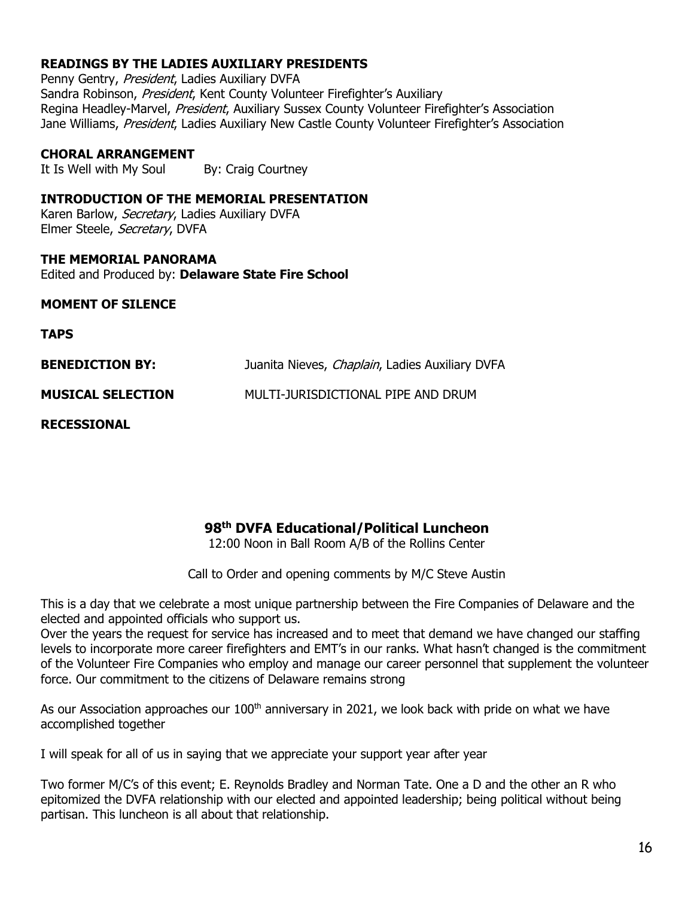**READINGS BY THE LADIES AUXILIARY PRESIDENTS**
Penny Gentry, *President*, Ladies Auxiliary DVFA
Sandra Robinson, *President*, Kent County Volunteer Firefighter's Auxiliary
Regina Headley-Marvel, *President*, Auxiliary Sussex County Volunteer Firefighter's Association
Jane Williams, *President*, Ladies Auxiliary New Castle County Volunteer Firefighter's Association

**CHORAL ARRANGEMENT**
It Is Well with My Soul    By: Craig Courtney

**INTRODUCTION OF THE MEMORIAL PRESENTATION**
Karen Barlow, *Secretary*, Ladies Auxiliary DVFA
Elmer Steele, *Secretary*, DVFA

**THE MEMORIAL PANORAMA**
Edited and Produced by: **Delaware State Fire School**

**MOMENT OF SILENCE**

**TAPS**

**BENEDICTION BY:** Juanita Nieves, *Chaplain*, Ladies Auxiliary DVFA

**MUSICAL SELECTION** MULTI-JURISDICTIONAL PIPE AND DRUM

**RECESSIONAL**

## 98th DVFA Educational/Political Luncheon

12:00 Noon in Ball Room A/B of the Rollins Center

Call to Order and opening comments by M/C Steve Austin

This is a day that we celebrate a most unique partnership between the Fire Companies of Delaware and the elected and appointed officials who support us.
Over the years the request for service has increased and to meet that demand we have changed our staffing levels to incorporate more career firefighters and EMT's in our ranks. What hasn't changed is the commitment of the Volunteer Fire Companies who employ and manage our career personnel that supplement the volunteer force. Our commitment to the citizens of Delaware remains strong

As our Association approaches our 100th anniversary in 2021, we look back with pride on what we have accomplished together

I will speak for all of us in saying that we appreciate your support year after year

Two former M/C's of this event; E. Reynolds Bradley and Norman Tate. One a D and the other an R who epitomized the DVFA relationship with our elected and appointed leadership; being political without being partisan. This luncheon is all about that relationship.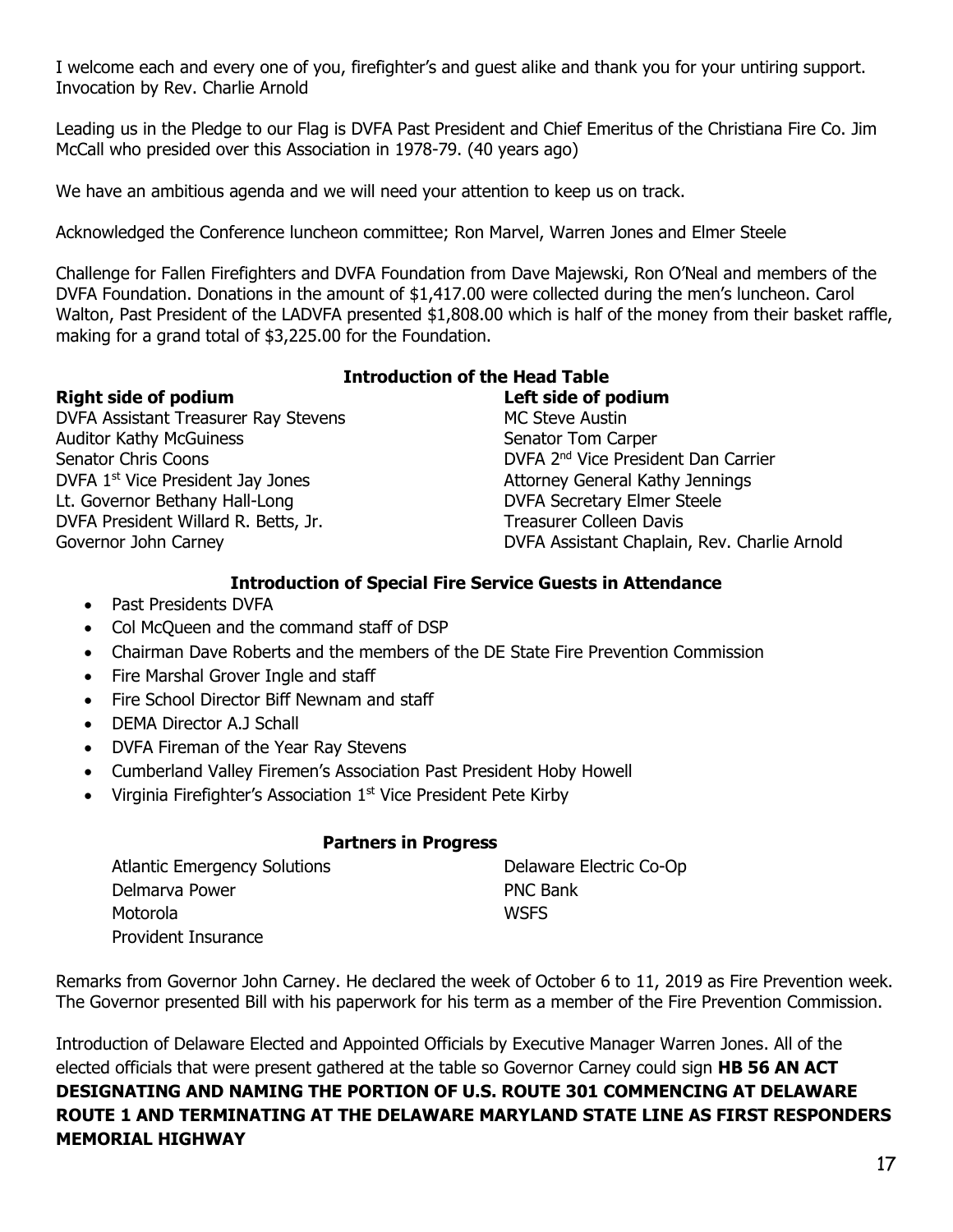I welcome each and every one of you, firefighter's and guest alike and thank you for your untiring support. Invocation by Rev. Charlie Arnold

Leading us in the Pledge to our Flag is DVFA Past President and Chief Emeritus of the Christiana Fire Co. Jim McCall who presided over this Association in 1978-79. (40 years ago)

We have an ambitious agenda and we will need your attention to keep us on track.

Acknowledged the Conference luncheon committee; Ron Marvel, Warren Jones and Elmer Steele

Challenge for Fallen Firefighters and DVFA Foundation from Dave Majewski, Ron O'Neal and members of the DVFA Foundation. Donations in the amount of $1,417.00 were collected during the men's luncheon. Carol Walton, Past President of the LADVFA presented $1,808.00 which is half of the money from their basket raffle, making for a grand total of $3,225.00 for the Foundation.

**Introduction of the Head Table**

| **Right side of podium** | **Left side of podium** |
|---|---|
| DVFA Assistant Treasurer Ray Stevens | MC Steve Austin |
| Auditor Kathy McGuiness | Senator Tom Carper |
| Senator Chris Coons | DVFA 2nd Vice President Dan Carrier |
| DVFA 1st Vice President Jay Jones | Attorney General Kathy Jennings |
| Lt. Governor Bethany Hall-Long | DVFA Secretary Elmer Steele |
| DVFA President Willard R. Betts, Jr. | Treasurer Colleen Davis |
| Governor John Carney | DVFA Assistant Chaplain, Rev. Charlie Arnold |

**Introduction of Special Fire Service Guests in Attendance**

- Past Presidents DVFA
- Col McQueen and the command staff of DSP
- Chairman Dave Roberts and the members of the DE State Fire Prevention Commission
- Fire Marshal Grover Ingle and staff
- Fire School Director Biff Newnam and staff
- DEMA Director A.J Schall
- DVFA Fireman of the Year Ray Stevens
- Cumberland Valley Firemen's Association Past President Hoby Howell
- Virginia Firefighter's Association 1st Vice President Pete Kirby

**Partners in Progress**

| | |
|---|---|
| Atlantic Emergency Solutions | Delaware Electric Co-Op |
| Delmarva Power | PNC Bank |
| Motorola | WSFS |
| Provident Insurance | |

Remarks from Governor John Carney. He declared the week of October 6 to 11, 2019 as Fire Prevention week. The Governor presented Bill with his paperwork for his term as a member of the Fire Prevention Commission.

Introduction of Delaware Elected and Appointed Officials by Executive Manager Warren Jones. All of the elected officials that were present gathered at the table so Governor Carney could sign **HB 56 AN ACT DESIGNATING AND NAMING THE PORTION OF U.S. ROUTE 301 COMMENCING AT DELAWARE ROUTE 1 AND TERMINATING AT THE DELAWARE MARYLAND STATE LINE AS FIRST RESPONDERS MEMORIAL HIGHWAY**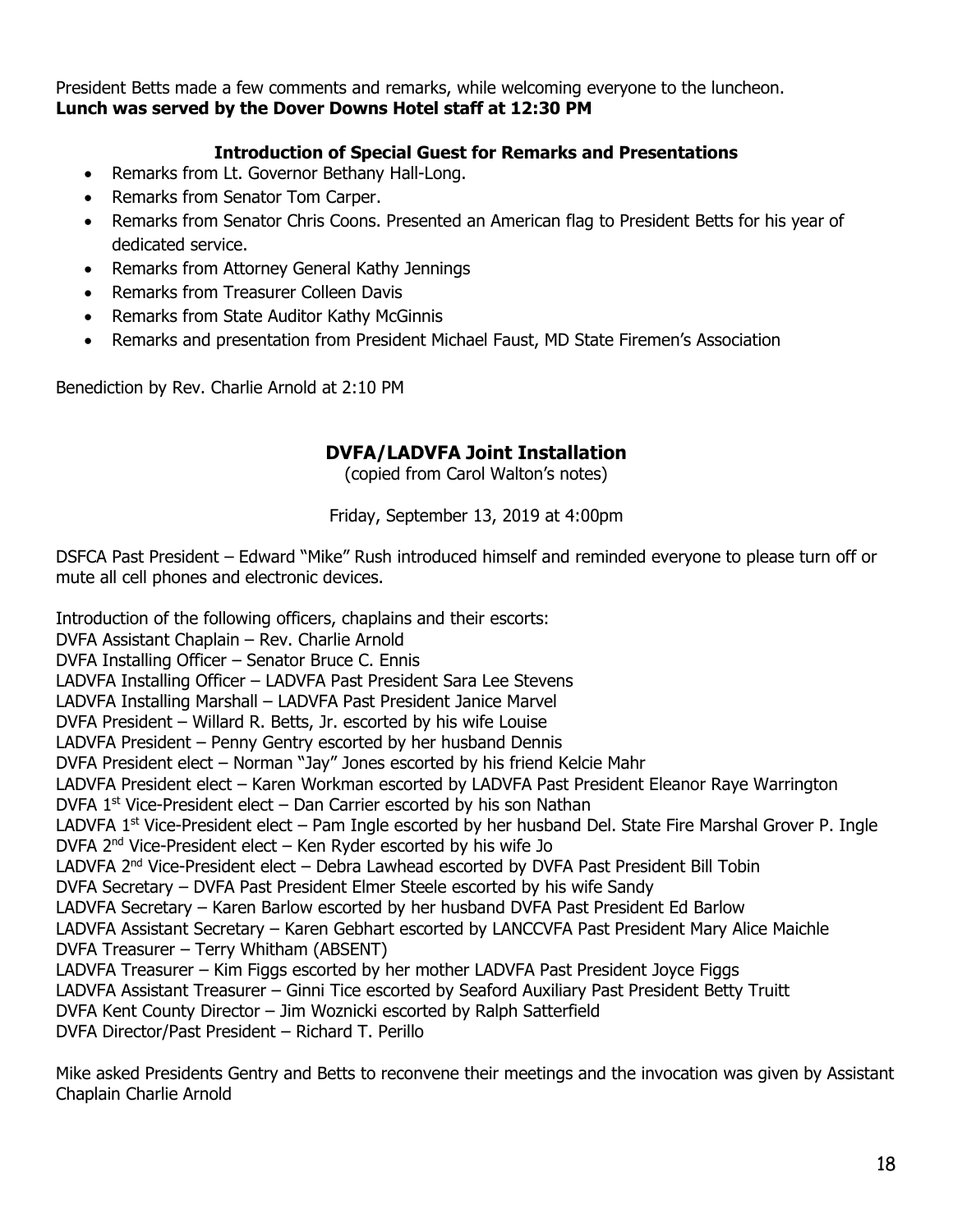President Betts made a few comments and remarks, while welcoming everyone to the luncheon.
**Lunch was served by the Dover Downs Hotel staff at 12:30 PM**

### Introduction of Special Guest for Remarks and Presentations

- Remarks from Lt. Governor Bethany Hall-Long.
- Remarks from Senator Tom Carper.
- Remarks from Senator Chris Coons. Presented an American flag to President Betts for his year of dedicated service.
- Remarks from Attorney General Kathy Jennings
- Remarks from Treasurer Colleen Davis
- Remarks from State Auditor Kathy McGinnis
- Remarks and presentation from President Michael Faust, MD State Firemen's Association

Benediction by Rev. Charlie Arnold at 2:10 PM

## DVFA/LADVFA Joint Installation

(copied from Carol Walton's notes)

Friday, September 13, 2019 at 4:00pm

DSFCA Past President – Edward "Mike" Rush introduced himself and reminded everyone to please turn off or mute all cell phones and electronic devices.

Introduction of the following officers, chaplains and their escorts:
DVFA Assistant Chaplain – Rev. Charlie Arnold
DVFA Installing Officer – Senator Bruce C. Ennis
LADVFA Installing Officer – LADVFA Past President Sara Lee Stevens
LADVFA Installing Marshall – LADVFA Past President Janice Marvel
DVFA President – Willard R. Betts, Jr. escorted by his wife Louise
LADVFA President – Penny Gentry escorted by her husband Dennis
DVFA President elect – Norman "Jay" Jones escorted by his friend Kelcie Mahr
LADVFA President elect – Karen Workman escorted by LADVFA Past President Eleanor Raye Warrington
DVFA 1st Vice-President elect – Dan Carrier escorted by his son Nathan
LADVFA 1st Vice-President elect – Pam Ingle escorted by her husband Del. State Fire Marshal Grover P. Ingle
DVFA 2nd Vice-President elect – Ken Ryder escorted by his wife Jo
LADVFA 2nd Vice-President elect – Debra Lawhead escorted by DVFA Past President Bill Tobin
DVFA Secretary – DVFA Past President Elmer Steele escorted by his wife Sandy
LADVFA Secretary – Karen Barlow escorted by her husband DVFA Past President Ed Barlow
LADVFA Assistant Secretary – Karen Gebhart escorted by LANCCVFA Past President Mary Alice Maichle
DVFA Treasurer – Terry Whitham (ABSENT)
LADVFA Treasurer – Kim Figgs escorted by her mother LADVFA Past President Joyce Figgs
LADVFA Assistant Treasurer – Ginni Tice escorted by Seaford Auxiliary Past President Betty Truitt
DVFA Kent County Director – Jim Woznicki escorted by Ralph Satterfield
DVFA Director/Past President – Richard T. Perillo

Mike asked Presidents Gentry and Betts to reconvene their meetings and the invocation was given by Assistant Chaplain Charlie Arnold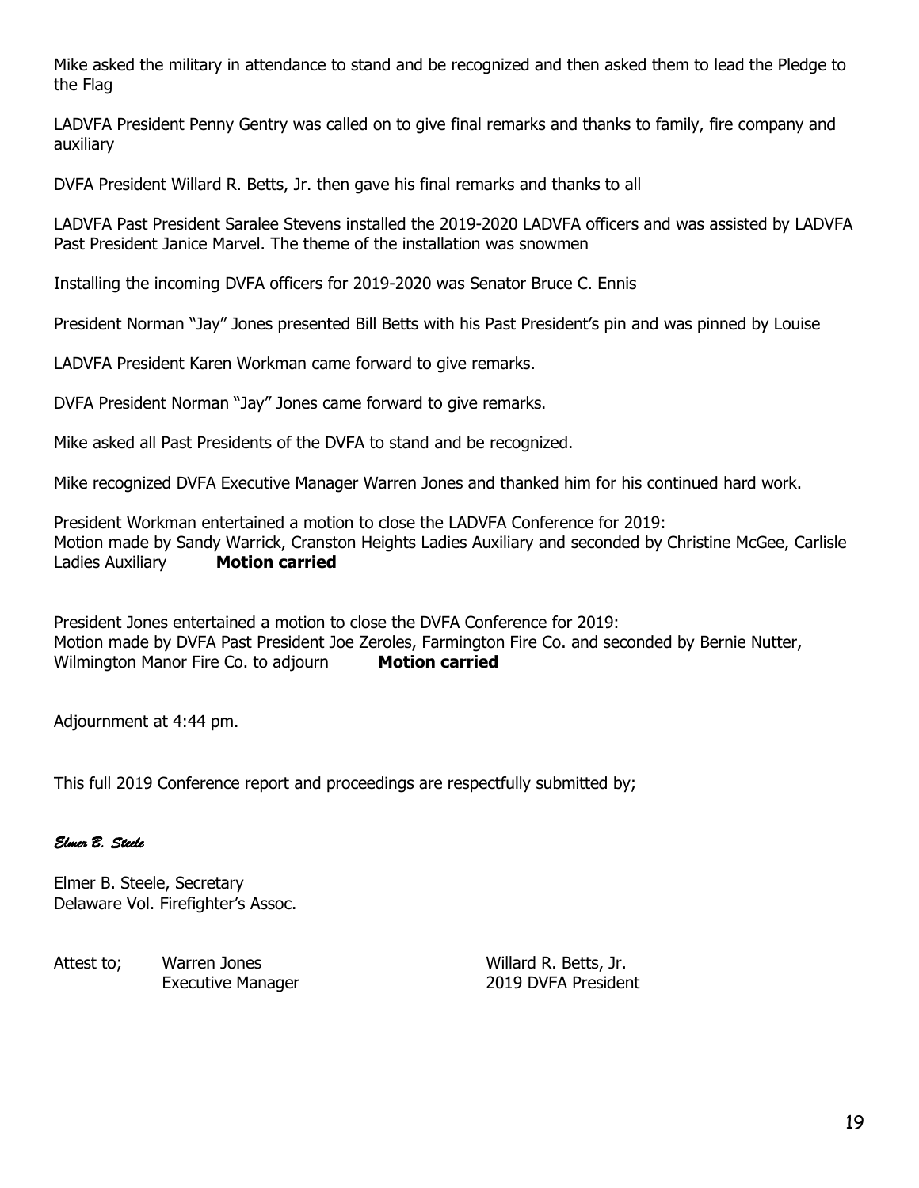Mike asked the military in attendance to stand and be recognized and then asked them to lead the Pledge to the Flag

LADVFA President Penny Gentry was called on to give final remarks and thanks to family, fire company and auxiliary

DVFA President Willard R. Betts, Jr. then gave his final remarks and thanks to all

LADVFA Past President Saralee Stevens installed the 2019-2020 LADVFA officers and was assisted by LADVFA Past President Janice Marvel. The theme of the installation was snowmen

Installing the incoming DVFA officers for 2019-2020 was Senator Bruce C. Ennis

President Norman "Jay" Jones presented Bill Betts with his Past President's pin and was pinned by Louise

LADVFA President Karen Workman came forward to give remarks.

DVFA President Norman "Jay" Jones came forward to give remarks.

Mike asked all Past Presidents of the DVFA to stand and be recognized.

Mike recognized DVFA Executive Manager Warren Jones and thanked him for his continued hard work.

President Workman entertained a motion to close the LADVFA Conference for 2019:
Motion made by Sandy Warrick, Cranston Heights Ladies Auxiliary and seconded by Christine McGee, Carlisle Ladies Auxiliary **Motion carried**

President Jones entertained a motion to close the DVFA Conference for 2019:
Motion made by DVFA Past President Joe Zeroles, Farmington Fire Co. and seconded by Bernie Nutter, Wilmington Manor Fire Co. to adjourn **Motion carried**

Adjournment at 4:44 pm.

This full 2019 Conference report and proceedings are respectfully submitted by;

*Elmer B. Steele*

Elmer B. Steele, Secretary
Delaware Vol. Firefighter's Assoc.

Attest to; Warren Jones, Executive Manager — Willard R. Betts, Jr., 2019 DVFA President